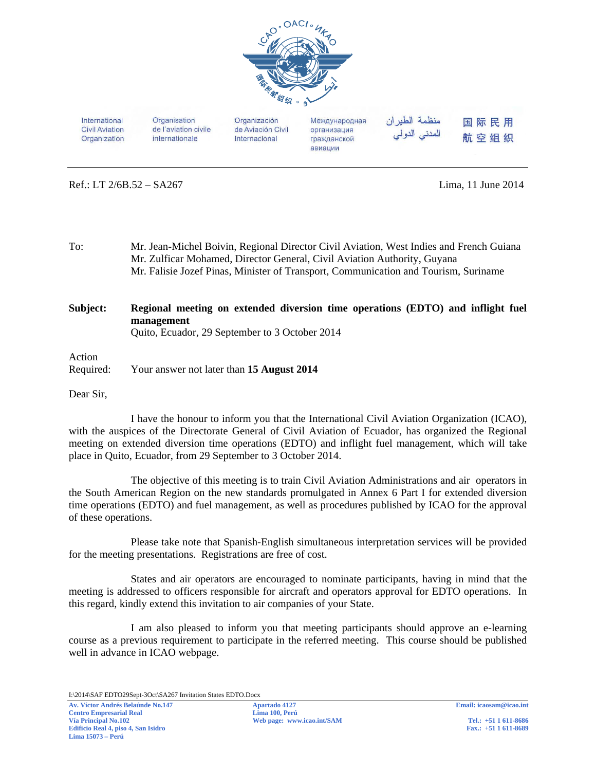International Civil Aviation Organization | Organisation de l'aviation civile internationale | Organización de Aviación Civil Internacional | Международная организация гражданской авиации | منظمة الطيران المدني الدولي | 国际民用航空组织

Ref.: LT 2/6B.52 – SA267 Lima, 11 June 2014

To: Mr. Jean-Michel Boivin, Regional Director Civil Aviation, West Indies and French Guiana
Mr. Zulficar Mohamed, Director General, Civil Aviation Authority, Guyana
Mr. Falisie Jozef Pinas, Minister of Transport, Communication and Tourism, Suriname

**Subject: Regional meeting on extended diversion time operations (EDTO) and inflight fuel management**
Quito, Ecuador, 29 September to 3 October 2014

Action Required: Your answer not later than **15 August 2014**

Dear Sir,

I have the honour to inform you that the International Civil Aviation Organization (ICAO), with the auspices of the Directorate General of Civil Aviation of Ecuador, has organized the Regional meeting on extended diversion time operations (EDTO) and inflight fuel management, which will take place in Quito, Ecuador, from 29 September to 3 October 2014.

The objective of this meeting is to train Civil Aviation Administrations and air operators in the South American Region on the new standards promulgated in Annex 6 Part I for extended diversion time operations (EDTO) and fuel management, as well as procedures published by ICAO for the approval of these operations.

Please take note that Spanish-English simultaneous interpretation services will be provided for the meeting presentations. Registrations are free of cost.

States and air operators are encouraged to nominate participants, having in mind that the meeting is addressed to officers responsible for aircraft and operators approval for EDTO operations. In this regard, kindly extend this invitation to air companies of your State.

I am also pleased to inform you that meeting participants should approve an e-learning course as a previous requirement to participate in the referred meeting. This course should be published well in advance in ICAO webpage.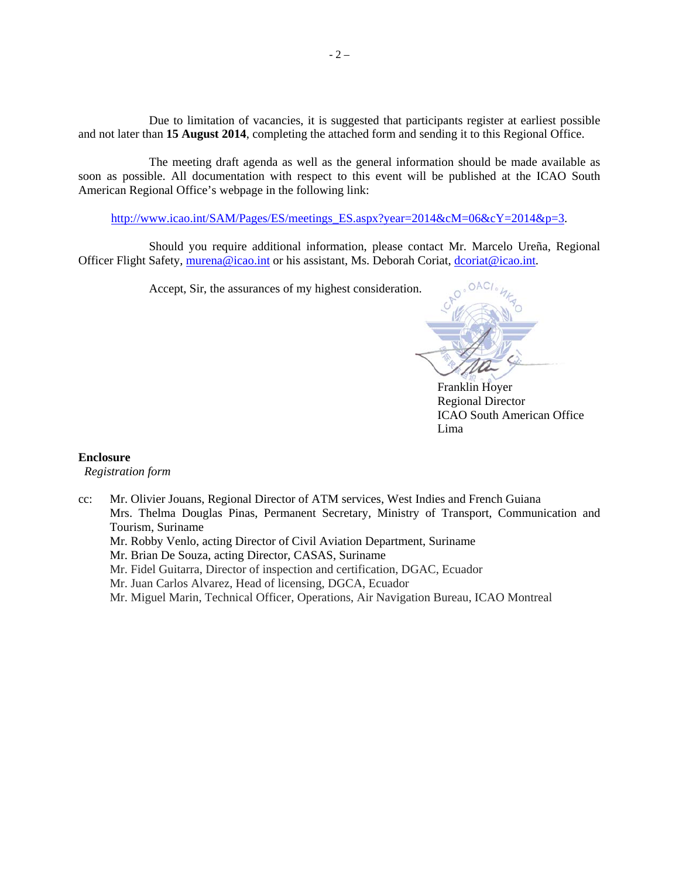Due to limitation of vacancies, it is suggested that participants register at earliest possible and not later than **15 August 2014**, completing the attached form and sending it to this Regional Office.

The meeting draft agenda as well as the general information should be made available as soon as possible. All documentation with respect to this event will be published at the ICAO South American Regional Office's webpage in the following link:

http://www.icao.int/SAM/Pages/ES/meetings_ES.aspx?year=2014&cM=06&cY=2014&p=3.

Should you require additional information, please contact Mr. Marcelo Ureña, Regional Officer Flight Safety, murena@icao.int or his assistant, Ms. Deborah Coriat, dcoriat@icao.int.

Accept, Sir, the assurances of my highest consideration.

Franklin Hoyer
Regional Director
ICAO South American Office
Lima

**Enclosure**
*Registration form*

cc: Mr. Olivier Jouans, Regional Director of ATM services, West Indies and French Guiana
Mrs. Thelma Douglas Pinas, Permanent Secretary, Ministry of Transport, Communication and Tourism, Suriname
Mr. Robby Venlo, acting Director of Civil Aviation Department, Suriname
Mr. Brian De Souza, acting Director, CASAS, Suriname
Mr. Fidel Guitarra, Director of inspection and certification, DGAC, Ecuador
Mr. Juan Carlos Alvarez, Head of licensing, DGCA, Ecuador
Mr. Miguel Marin, Technical Officer, Operations, Air Navigation Bureau, ICAO Montreal